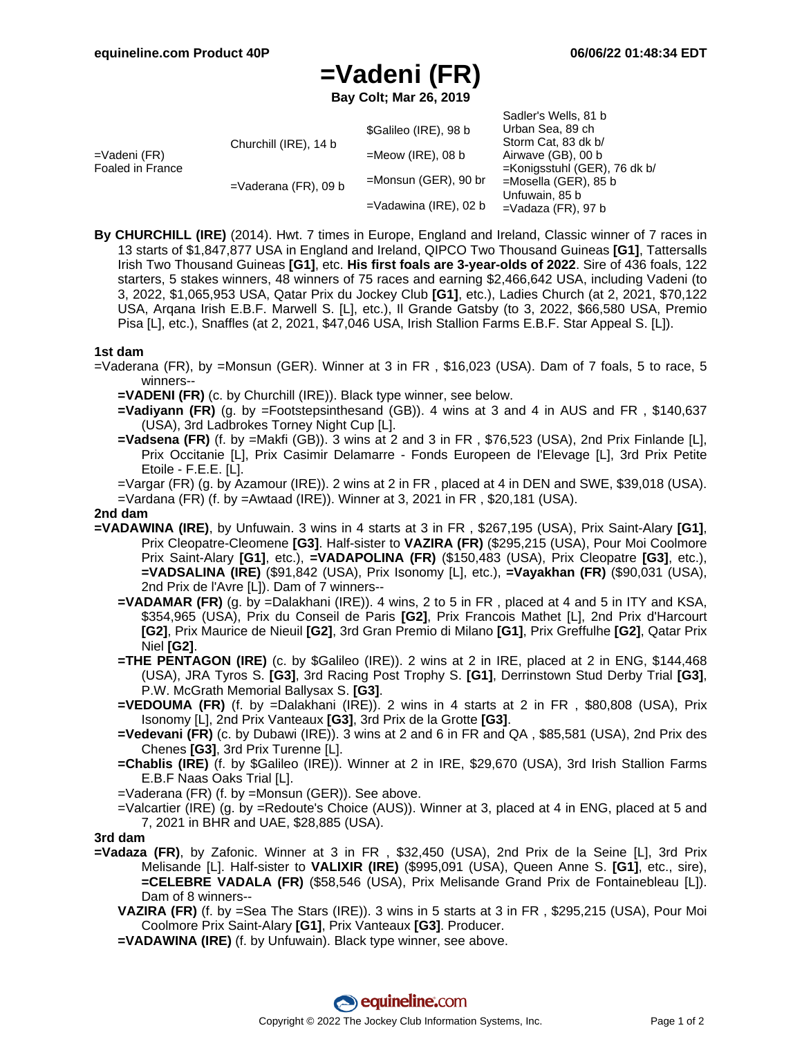# =Vadeni (FR)

**Bay Colt; Mar 26, 2019**

| | | | |
|---|---|---|---|
| =Vadeni (FR) Foaled in France | Churchill (IRE), 14 b | $Galileo (IRE), 98 b | Sadler's Wells, 81 b |
| | | | Urban Sea, 89 ch |
| | | =Meow (IRE), 08 b | Storm Cat, 83 dk b/ |
| | | | Airwave (GB), 00 b |
| | =Vaderana (FR), 09 b | =Monsun (GER), 90 br | =Konigsstuhl (GER), 76 dk b/ |
| | | | =Mosella (GER), 85 b |
| | | =Vadawina (IRE), 02 b | Unfuwain, 85 b |
| | | | =Vadaza (FR), 97 b |

**By CHURCHILL (IRE)** (2014). Hwt. 7 times in Europe, England and Ireland, Classic winner of 7 races in 13 starts of $1,847,877 USA in England and Ireland, QIPCO Two Thousand Guineas **[G1]**, Tattersalls Irish Two Thousand Guineas **[G1]**, etc. **His first foals are 3-year-olds of 2022**. Sire of 436 foals, 122 starters, 5 stakes winners, 48 winners of 75 races and earning $2,466,642 USA, including Vadeni (to 3, 2022, $1,065,953 USA, Qatar Prix du Jockey Club **[G1]**, etc.), Ladies Church (at 2, 2021, $70,122 USA, Arqana Irish E.B.F. Marwell S. [L], etc.), Il Grande Gatsby (to 3, 2022, $66,580 USA, Premio Pisa [L], etc.), Snaffles (at 2, 2021, $47,046 USA, Irish Stallion Farms E.B.F. Star Appeal S. [L]).

### 1st dam

=Vaderana (FR), by =Monsun (GER). Winner at 3 in FR , $16,023 (USA). Dam of 7 foals, 5 to race, 5 winners--

- **=VADENI (FR)** (c. by Churchill (IRE)). Black type winner, see below.
- **=Vadiyann (FR)** (g. by =Footstepsinthesand (GB)). 4 wins at 3 and 4 in AUS and FR , $140,637 (USA), 3rd Ladbrokes Torney Night Cup [L].
- **=Vadsena (FR)** (f. by =Makfi (GB)). 3 wins at 2 and 3 in FR , $76,523 (USA), 2nd Prix Finlande [L], Prix Occitanie [L], Prix Casimir Delamarre - Fonds Europeen de l'Elevage [L], 3rd Prix Petite Etoile - F.E.E. [L].
- =Vargar (FR) (g. by Azamour (IRE)). 2 wins at 2 in FR , placed at 4 in DEN and SWE, $39,018 (USA).
- =Vardana (FR) (f. by =Awtaad (IRE)). Winner at 3, 2021 in FR , $20,181 (USA).

### 2nd dam

**=VADAWINA (IRE)**, by Unfuwain. 3 wins in 4 starts at 3 in FR , $267,195 (USA), Prix Saint-Alary **[G1]**, Prix Cleopatre-Cleomene **[G3]**. Half-sister to **VAZIRA (FR)** ($295,215 (USA), Pour Moi Coolmore Prix Saint-Alary **[G1]**, etc.), **=VADAPOLINA (FR)** ($150,483 (USA), Prix Cleopatre **[G3]**, etc.), **=VADSALINA (IRE)** ($91,842 (USA), Prix Isonomy [L], etc.), **=Vayakhan (FR)** ($90,031 (USA), 2nd Prix de l'Avre [L]). Dam of 7 winners--

- **=VADAMAR (FR)** (g. by =Dalakhani (IRE)). 4 wins, 2 to 5 in FR , placed at 4 and 5 in ITY and KSA, $354,965 (USA), Prix du Conseil de Paris **[G2]**, Prix Francois Mathet [L], 2nd Prix d'Harcourt **[G2]**, Prix Maurice de Nieuil **[G2]**, 3rd Gran Premio di Milano **[G1]**, Prix Greffulhe **[G2]**, Qatar Prix Niel **[G2]**.
- **=THE PENTAGON (IRE)** (c. by $Galileo (IRE)). 2 wins at 2 in IRE, placed at 2 in ENG, $144,468 (USA), JRA Tyros S. **[G3]**, 3rd Racing Post Trophy S. **[G1]**, Derrinstown Stud Derby Trial **[G3]**, P.W. McGrath Memorial Ballysax S. **[G3]**.
- **=VEDOUMA (FR)** (f. by =Dalakhani (IRE)). 2 wins in 4 starts at 2 in FR , $80,808 (USA), Prix Isonomy [L], 2nd Prix Vanteaux **[G3]**, 3rd Prix de la Grotte **[G3]**.
- **=Vedevani (FR)** (c. by Dubawi (IRE)). 3 wins at 2 and 6 in FR and QA , $85,581 (USA), 2nd Prix des Chenes **[G3]**, 3rd Prix Turenne [L].
- **=Chablis (IRE)** (f. by $Galileo (IRE)). Winner at 2 in IRE, $29,670 (USA), 3rd Irish Stallion Farms E.B.F Naas Oaks Trial [L].
- =Vaderana (FR) (f. by =Monsun (GER)). See above.
- =Valcartier (IRE) (g. by =Redoute's Choice (AUS)). Winner at 3, placed at 4 in ENG, placed at 5 and 7, 2021 in BHR and UAE, $28,885 (USA).

### 3rd dam

**=Vadaza (FR)**, by Zafonic. Winner at 3 in FR , $32,450 (USA), 2nd Prix de la Seine [L], 3rd Prix Melisande [L]. Half-sister to **VALIXIR (IRE)** ($995,091 (USA), Queen Anne S. **[G1]**, etc., sire), **=CELEBRE VADALA (FR)** ($58,546 (USA), Prix Melisande Grand Prix de Fontainebleau [L]). Dam of 8 winners--

- **VAZIRA (FR)** (f. by =Sea The Stars (IRE)). 3 wins in 5 starts at 3 in FR , $295,215 (USA), Pour Moi Coolmore Prix Saint-Alary **[G1]**, Prix Vanteaux **[G3]**. Producer.
- **=VADAWINA (IRE)** (f. by Unfuwain). Black type winner, see above.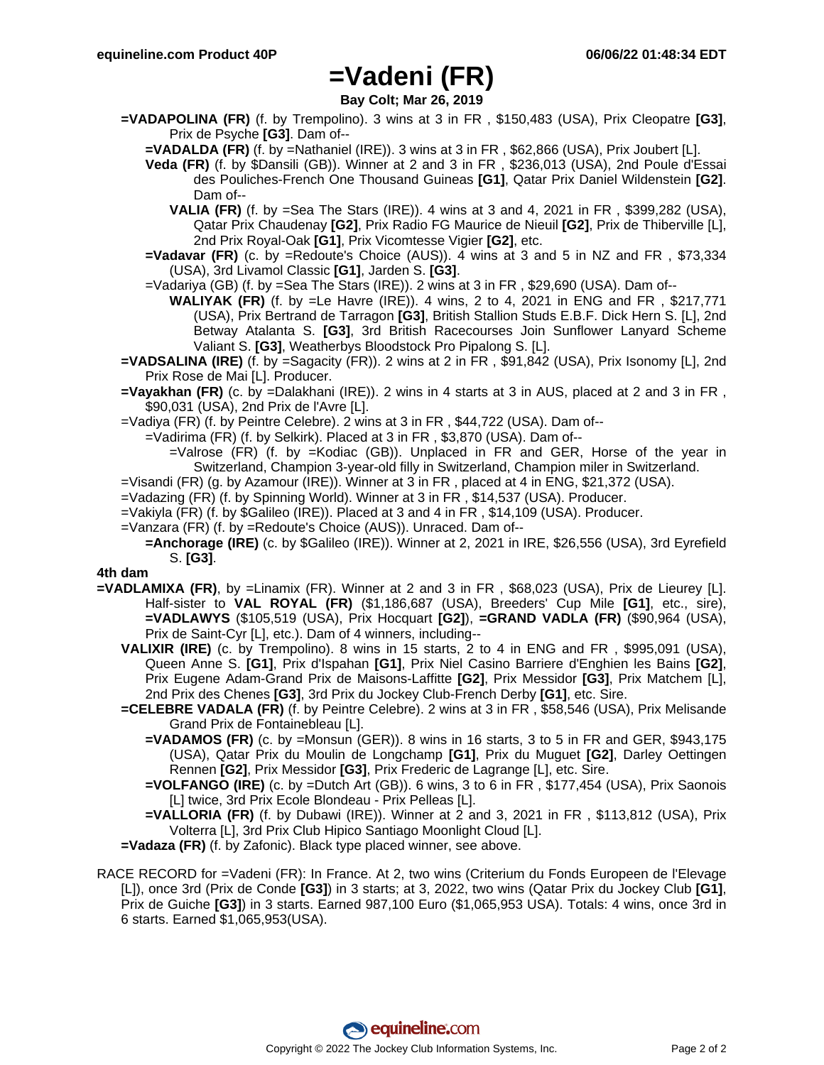# =Vadeni (FR)

**Bay Colt; Mar 26, 2019**

**=VADAPOLINA (FR)** (f. by Trempolino). 3 wins at 3 in FR , $150,483 (USA), Prix Cleopatre **[G3]**, Prix de Psyche **[G3]**. Dam of--

**=VADALDA (FR)** (f. by =Nathaniel (IRE)). 3 wins at 3 in FR , $62,866 (USA), Prix Joubert [L].

**Veda (FR)** (f. by $Dansili (GB)). Winner at 2 and 3 in FR , $236,013 (USA), 2nd Poule d'Essai des Pouliches-French One Thousand Guineas **[G1]**, Qatar Prix Daniel Wildenstein **[G2]**. Dam of--

**VALIA (FR)** (f. by =Sea The Stars (IRE)). 4 wins at 3 and 4, 2021 in FR , $399,282 (USA), Qatar Prix Chaudenay **[G2]**, Prix Radio FG Maurice de Nieuil **[G2]**, Prix de Thiberville [L], 2nd Prix Royal-Oak **[G1]**, Prix Vicomtesse Vigier **[G2]**, etc.

**=Vadavar (FR)** (c. by =Redoute's Choice (AUS)). 4 wins at 3 and 5 in NZ and FR , $73,334 (USA), 3rd Livamol Classic **[G1]**, Jarden S. **[G3]**.

=Vadariya (GB) (f. by =Sea The Stars (IRE)). 2 wins at 3 in FR , $29,690 (USA). Dam of--

**WALIYAK (FR)** (f. by =Le Havre (IRE)). 4 wins, 2 to 4, 2021 in ENG and FR , $217,771 (USA), Prix Bertrand de Tarragon **[G3]**, British Stallion Studs E.B.F. Dick Hern S. [L], 2nd Betway Atalanta S. **[G3]**, 3rd British Racecourses Join Sunflower Lanyard Scheme Valiant S. **[G3]**, Weatherbys Bloodstock Pro Pipalong S. [L].

**=VADSALINA (IRE)** (f. by =Sagacity (FR)). 2 wins at 2 in FR , $91,842 (USA), Prix Isonomy [L], 2nd Prix Rose de Mai [L]. Producer.

**=Vayakhan (FR)** (c. by =Dalakhani (IRE)). 2 wins in 4 starts at 3 in AUS, placed at 2 and 3 in FR , $90,031 (USA), 2nd Prix de l'Avre [L].

=Vadiya (FR) (f. by Peintre Celebre). 2 wins at 3 in FR , $44,722 (USA). Dam of--

=Vadirima (FR) (f. by Selkirk). Placed at 3 in FR , $3,870 (USA). Dam of--

=Valrose (FR) (f. by =Kodiac (GB)). Unplaced in FR and GER, Horse of the year in Switzerland, Champion 3-year-old filly in Switzerland, Champion miler in Switzerland.

=Visandi (FR) (g. by Azamour (IRE)). Winner at 3 in FR , placed at 4 in ENG, $21,372 (USA).

=Vadazing (FR) (f. by Spinning World). Winner at 3 in FR , $14,537 (USA). Producer.

=Vakiyla (FR) (f. by $Galileo (IRE)). Placed at 3 and 4 in FR , $14,109 (USA). Producer.

=Vanzara (FR) (f. by =Redoute's Choice (AUS)). Unraced. Dam of--

**=Anchorage (IRE)** (c. by $Galileo (IRE)). Winner at 2, 2021 in IRE, $26,556 (USA), 3rd Eyrefield S. **[G3]**.

**4th dam**

**=VADLAMIXA (FR)**, by =Linamix (FR). Winner at 2 and 3 in FR , $68,023 (USA), Prix de Lieurey [L]. Half-sister to **VAL ROYAL (FR)** ($1,186,687 (USA), Breeders' Cup Mile **[G1]**, etc., sire), **=VADLAWYS** ($105,519 (USA), Prix Hocquart **[G2]**), **=GRAND VADLA (FR)** ($90,964 (USA), Prix de Saint-Cyr [L], etc.). Dam of 4 winners, including--

**VALIXIR (IRE)** (c. by Trempolino). 8 wins in 15 starts, 2 to 4 in ENG and FR , $995,091 (USA), Queen Anne S. **[G1]**, Prix d'Ispahan **[G1]**, Prix Niel Casino Barriere d'Enghien les Bains **[G2]**, Prix Eugene Adam-Grand Prix de Maisons-Laffitte **[G2]**, Prix Messidor **[G3]**, Prix Matchem [L], 2nd Prix des Chenes **[G3]**, 3rd Prix du Jockey Club-French Derby **[G1]**, etc. Sire.

**=CELEBRE VADALA (FR)** (f. by Peintre Celebre). 2 wins at 3 in FR , $58,546 (USA), Prix Melisande Grand Prix de Fontainebleau [L].

**=VADAMOS (FR)** (c. by =Monsun (GER)). 8 wins in 16 starts, 3 to 5 in FR and GER, $943,175 (USA), Qatar Prix du Moulin de Longchamp **[G1]**, Prix du Muguet **[G2]**, Darley Oettingen Rennen **[G2]**, Prix Messidor **[G3]**, Prix Frederic de Lagrange [L], etc. Sire.

**=VOLFANGO (IRE)** (c. by =Dutch Art (GB)). 6 wins, 3 to 6 in FR , $177,454 (USA), Prix Saonois [L] twice, 3rd Prix Ecole Blondeau - Prix Pelleas [L].

**=VALLORIA (FR)** (f. by Dubawi (IRE)). Winner at 2 and 3, 2021 in FR , $113,812 (USA), Prix Volterra [L], 3rd Prix Club Hipico Santiago Moonlight Cloud [L].

**=Vadaza (FR)** (f. by Zafonic). Black type placed winner, see above.

RACE RECORD for =Vadeni (FR): In France. At 2, two wins (Criterium du Fonds Europeen de l'Elevage [L]), once 3rd (Prix de Conde **[G3]**) in 3 starts; at 3, 2022, two wins (Qatar Prix du Jockey Club **[G1]**, Prix de Guiche **[G3]**) in 3 starts. Earned 987,100 Euro ($1,065,953 USA). Totals: 4 wins, once 3rd in 6 starts. Earned $1,065,953(USA).